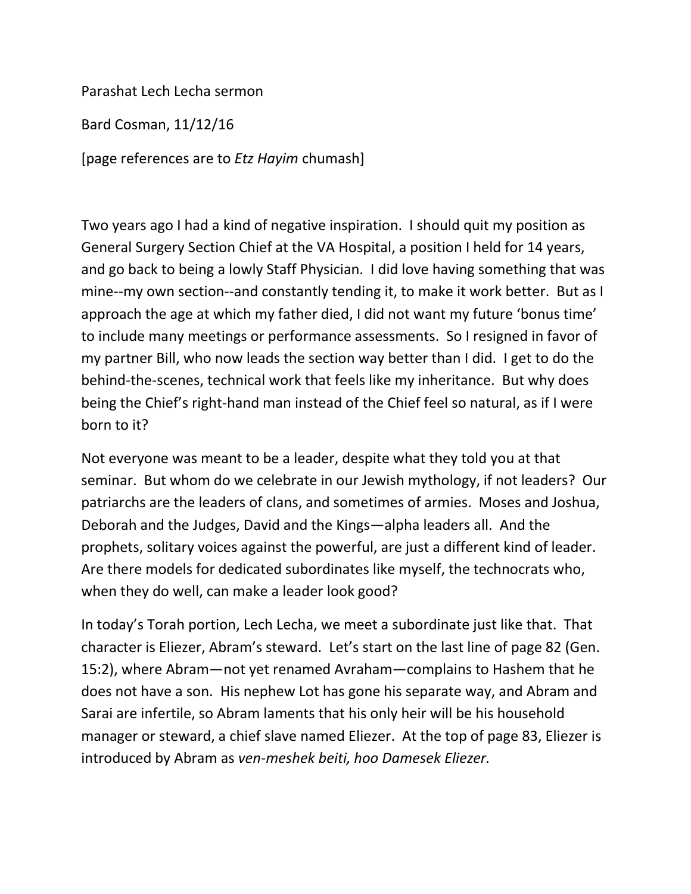Parashat Lech Lecha sermon

Bard Cosman, 11/12/16

[page references are to *Etz Hayim* chumash]

Two years ago I had a kind of negative inspiration. I should quit my position as General Surgery Section Chief at the VA Hospital, a position I held for 14 years, and go back to being a lowly Staff Physician. I did love having something that was mine--my own section--and constantly tending it, to make it work better. But as I approach the age at which my father died, I did not want my future 'bonus time' to include many meetings or performance assessments. So I resigned in favor of my partner Bill, who now leads the section way better than I did. I get to do the behind-the-scenes, technical work that feels like my inheritance. But why does being the Chief's right-hand man instead of the Chief feel so natural, as if I were born to it?

Not everyone was meant to be a leader, despite what they told you at that seminar. But whom do we celebrate in our Jewish mythology, if not leaders? Our patriarchs are the leaders of clans, and sometimes of armies. Moses and Joshua, Deborah and the Judges, David and the Kings—alpha leaders all. And the prophets, solitary voices against the powerful, are just a different kind of leader. Are there models for dedicated subordinates like myself, the technocrats who, when they do well, can make a leader look good?

In today's Torah portion, Lech Lecha, we meet a subordinate just like that. That character is Eliezer, Abram's steward. Let's start on the last line of page 82 (Gen. 15:2), where Abram—not yet renamed Avraham—complains to Hashem that he does not have a son. His nephew Lot has gone his separate way, and Abram and Sarai are infertile, so Abram laments that his only heir will be his household manager or steward, a chief slave named Eliezer. At the top of page 83, Eliezer is introduced by Abram as *ven-meshek beiti, hoo Damesek Eliezer.*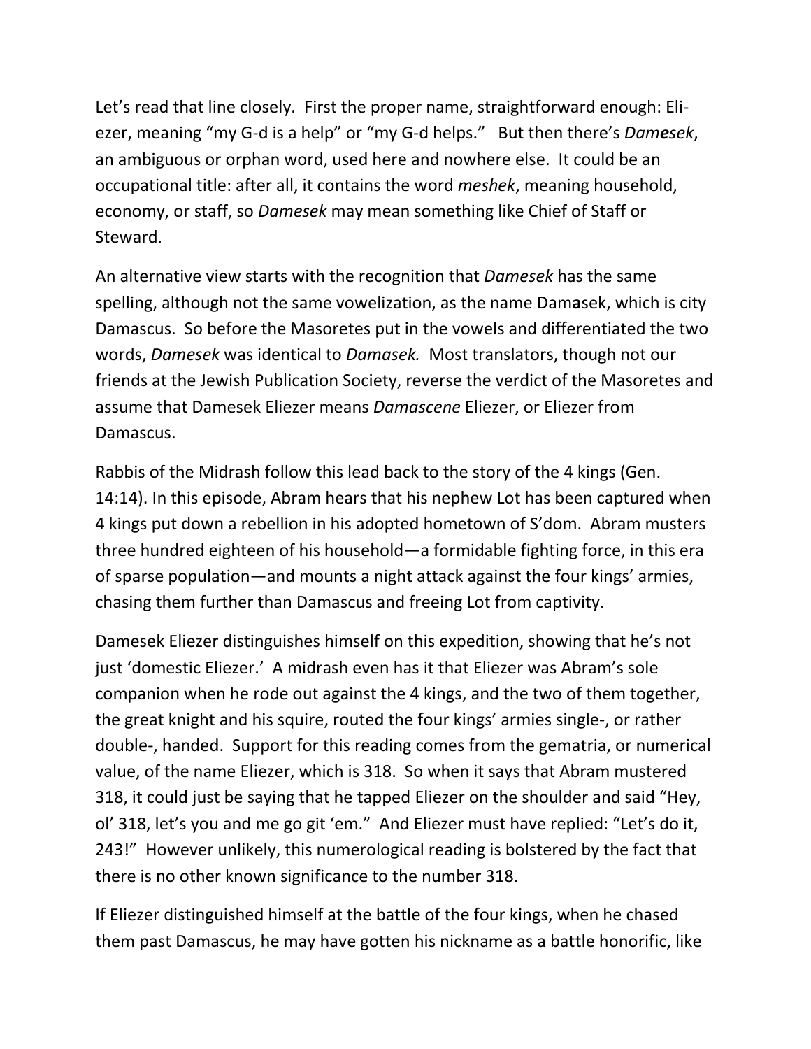Let's read that line closely. First the proper name, straightforward enough: Eli-ezer, meaning "my G-d is a help" or "my G-d helps." But then there's *Dam**e**sek*, an ambiguous or orphan word, used here and nowhere else. It could be an occupational title: after all, it contains the word *meshek*, meaning household, economy, or staff, so *Damesek* may mean something like Chief of Staff or Steward.

An alternative view starts with the recognition that *Damesek* has the same spelling, although not the same vowelization, as the name Dam**a**sek, which is city Damascus. So before the Masoretes put in the vowels and differentiated the two words, *Damesek* was identical to *Damasek.* Most translators, though not our friends at the Jewish Publication Society, reverse the verdict of the Masoretes and assume that Damesek Eliezer means *Damascene* Eliezer, or Eliezer from Damascus.

Rabbis of the Midrash follow this lead back to the story of the 4 kings (Gen. 14:14). In this episode, Abram hears that his nephew Lot has been captured when 4 kings put down a rebellion in his adopted hometown of S'dom. Abram musters three hundred eighteen of his household—a formidable fighting force, in this era of sparse population—and mounts a night attack against the four kings' armies, chasing them further than Damascus and freeing Lot from captivity.

Damesek Eliezer distinguishes himself on this expedition, showing that he's not just 'domestic Eliezer.' A midrash even has it that Eliezer was Abram's sole companion when he rode out against the 4 kings, and the two of them together, the great knight and his squire, routed the four kings' armies single-, or rather double-, handed. Support for this reading comes from the gematria, or numerical value, of the name Eliezer, which is 318. So when it says that Abram mustered 318, it could just be saying that he tapped Eliezer on the shoulder and said "Hey, ol' 318, let's you and me go git 'em." And Eliezer must have replied: "Let's do it, 243!" However unlikely, this numerological reading is bolstered by the fact that there is no other known significance to the number 318.

If Eliezer distinguished himself at the battle of the four kings, when he chased them past Damascus, he may have gotten his nickname as a battle honorific, like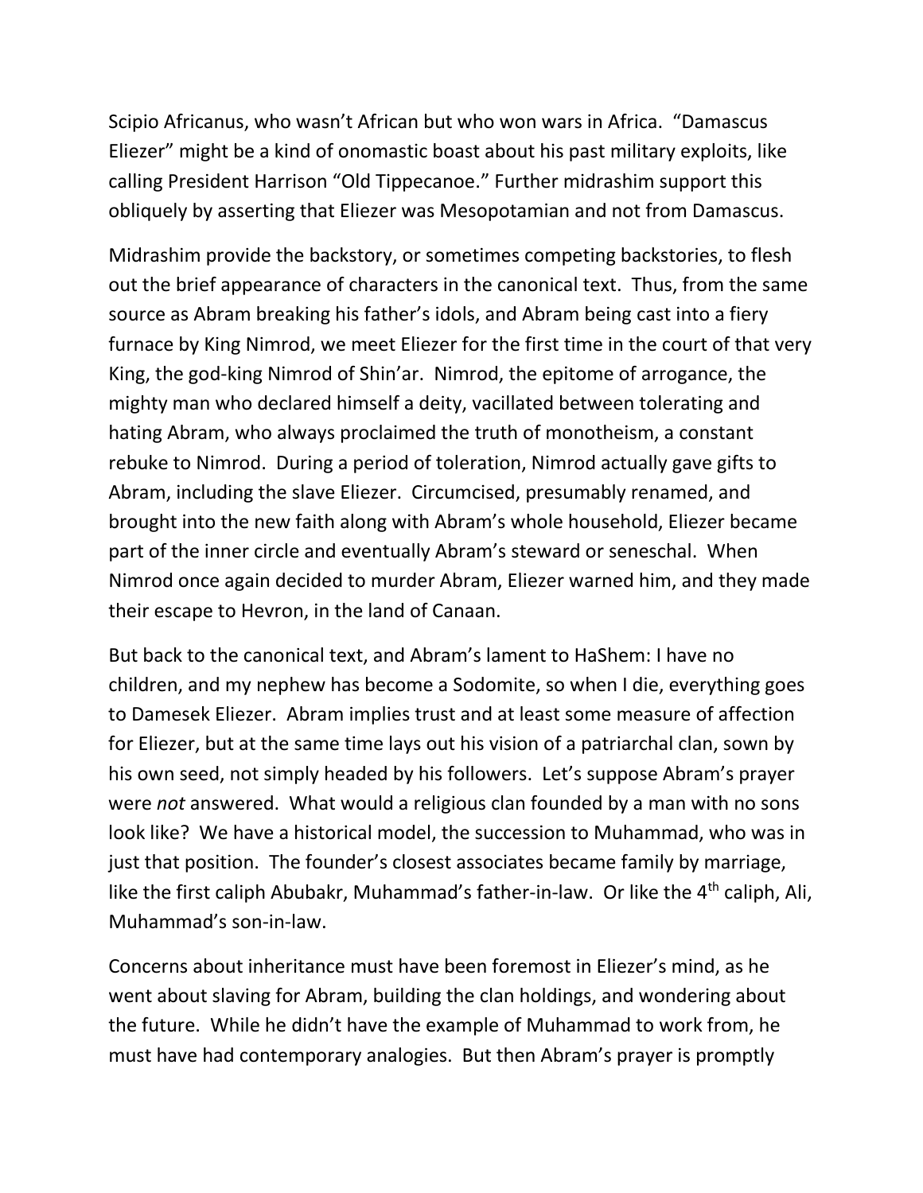Scipio Africanus, who wasn't African but who won wars in Africa. "Damascus Eliezer" might be a kind of onomastic boast about his past military exploits, like calling President Harrison "Old Tippecanoe." Further midrashim support this obliquely by asserting that Eliezer was Mesopotamian and not from Damascus.

Midrashim provide the backstory, or sometimes competing backstories, to flesh out the brief appearance of characters in the canonical text. Thus, from the same source as Abram breaking his father's idols, and Abram being cast into a fiery furnace by King Nimrod, we meet Eliezer for the first time in the court of that very King, the god-king Nimrod of Shin'ar. Nimrod, the epitome of arrogance, the mighty man who declared himself a deity, vacillated between tolerating and hating Abram, who always proclaimed the truth of monotheism, a constant rebuke to Nimrod. During a period of toleration, Nimrod actually gave gifts to Abram, including the slave Eliezer. Circumcised, presumably renamed, and brought into the new faith along with Abram's whole household, Eliezer became part of the inner circle and eventually Abram's steward or seneschal. When Nimrod once again decided to murder Abram, Eliezer warned him, and they made their escape to Hevron, in the land of Canaan.

But back to the canonical text, and Abram's lament to HaShem: I have no children, and my nephew has become a Sodomite, so when I die, everything goes to Damesek Eliezer. Abram implies trust and at least some measure of affection for Eliezer, but at the same time lays out his vision of a patriarchal clan, sown by his own seed, not simply headed by his followers. Let's suppose Abram's prayer were *not* answered. What would a religious clan founded by a man with no sons look like? We have a historical model, the succession to Muhammad, who was in just that position. The founder's closest associates became family by marriage, like the first caliph Abubakr, Muhammad's father-in-law. Or like the 4th caliph, Ali, Muhammad's son-in-law.

Concerns about inheritance must have been foremost in Eliezer's mind, as he went about slaving for Abram, building the clan holdings, and wondering about the future. While he didn't have the example of Muhammad to work from, he must have had contemporary analogies. But then Abram's prayer is promptly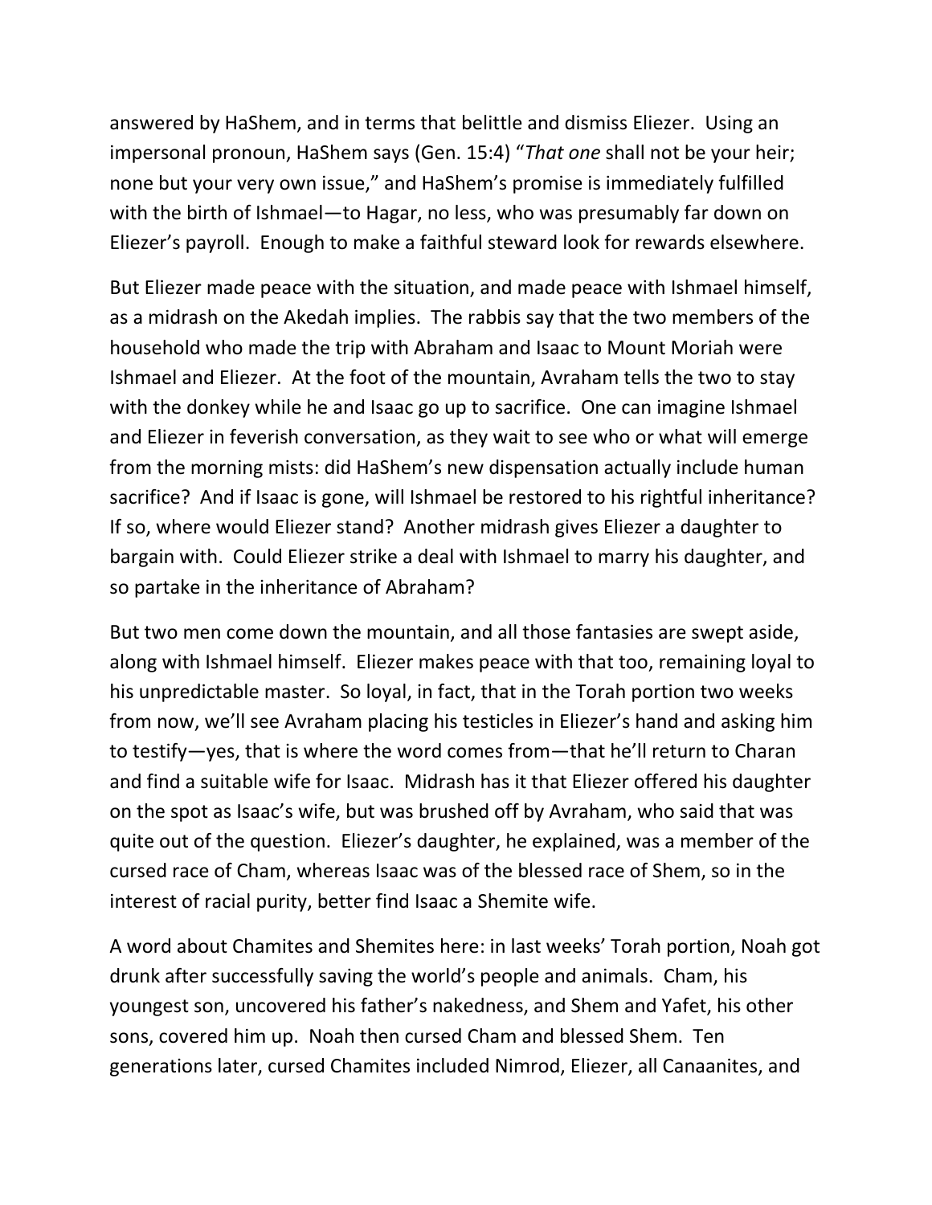answered by HaShem, and in terms that belittle and dismiss Eliezer. Using an impersonal pronoun, HaShem says (Gen. 15:4) "*That one* shall not be your heir; none but your very own issue," and HaShem's promise is immediately fulfilled with the birth of Ishmael—to Hagar, no less, who was presumably far down on Eliezer's payroll. Enough to make a faithful steward look for rewards elsewhere.

But Eliezer made peace with the situation, and made peace with Ishmael himself, as a midrash on the Akedah implies. The rabbis say that the two members of the household who made the trip with Abraham and Isaac to Mount Moriah were Ishmael and Eliezer. At the foot of the mountain, Avraham tells the two to stay with the donkey while he and Isaac go up to sacrifice. One can imagine Ishmael and Eliezer in feverish conversation, as they wait to see who or what will emerge from the morning mists: did HaShem's new dispensation actually include human sacrifice? And if Isaac is gone, will Ishmael be restored to his rightful inheritance? If so, where would Eliezer stand? Another midrash gives Eliezer a daughter to bargain with. Could Eliezer strike a deal with Ishmael to marry his daughter, and so partake in the inheritance of Abraham?

But two men come down the mountain, and all those fantasies are swept aside, along with Ishmael himself. Eliezer makes peace with that too, remaining loyal to his unpredictable master. So loyal, in fact, that in the Torah portion two weeks from now, we'll see Avraham placing his testicles in Eliezer's hand and asking him to testify—yes, that is where the word comes from—that he'll return to Charan and find a suitable wife for Isaac. Midrash has it that Eliezer offered his daughter on the spot as Isaac's wife, but was brushed off by Avraham, who said that was quite out of the question. Eliezer's daughter, he explained, was a member of the cursed race of Cham, whereas Isaac was of the blessed race of Shem, so in the interest of racial purity, better find Isaac a Shemite wife.

A word about Chamites and Shemites here: in last weeks' Torah portion, Noah got drunk after successfully saving the world's people and animals. Cham, his youngest son, uncovered his father's nakedness, and Shem and Yafet, his other sons, covered him up. Noah then cursed Cham and blessed Shem. Ten generations later, cursed Chamites included Nimrod, Eliezer, all Canaanites, and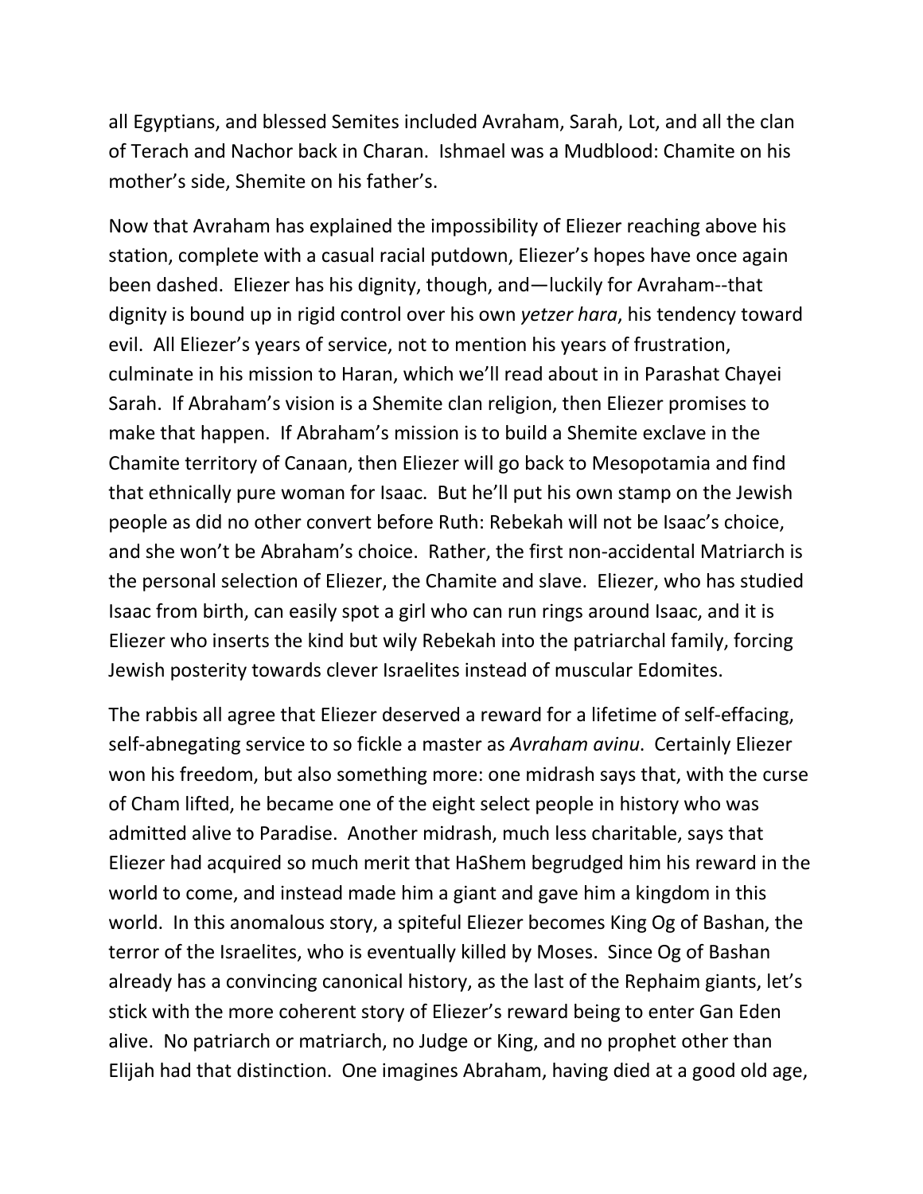all Egyptians, and blessed Semites included Avraham, Sarah, Lot, and all the clan of Terach and Nachor back in Charan. Ishmael was a Mudblood: Chamite on his mother's side, Shemite on his father's.

Now that Avraham has explained the impossibility of Eliezer reaching above his station, complete with a casual racial putdown, Eliezer's hopes have once again been dashed. Eliezer has his dignity, though, and—luckily for Avraham--that dignity is bound up in rigid control over his own *yetzer hara*, his tendency toward evil. All Eliezer's years of service, not to mention his years of frustration, culminate in his mission to Haran, which we'll read about in in Parashat Chayei Sarah. If Abraham's vision is a Shemite clan religion, then Eliezer promises to make that happen. If Abraham's mission is to build a Shemite exclave in the Chamite territory of Canaan, then Eliezer will go back to Mesopotamia and find that ethnically pure woman for Isaac. But he'll put his own stamp on the Jewish people as did no other convert before Ruth: Rebekah will not be Isaac's choice, and she won't be Abraham's choice. Rather, the first non-accidental Matriarch is the personal selection of Eliezer, the Chamite and slave. Eliezer, who has studied Isaac from birth, can easily spot a girl who can run rings around Isaac, and it is Eliezer who inserts the kind but wily Rebekah into the patriarchal family, forcing Jewish posterity towards clever Israelites instead of muscular Edomites.

The rabbis all agree that Eliezer deserved a reward for a lifetime of self-effacing, self-abnegating service to so fickle a master as *Avraham avinu*. Certainly Eliezer won his freedom, but also something more: one midrash says that, with the curse of Cham lifted, he became one of the eight select people in history who was admitted alive to Paradise. Another midrash, much less charitable, says that Eliezer had acquired so much merit that HaShem begrudged him his reward in the world to come, and instead made him a giant and gave him a kingdom in this world. In this anomalous story, a spiteful Eliezer becomes King Og of Bashan, the terror of the Israelites, who is eventually killed by Moses. Since Og of Bashan already has a convincing canonical history, as the last of the Rephaim giants, let's stick with the more coherent story of Eliezer's reward being to enter Gan Eden alive. No patriarch or matriarch, no Judge or King, and no prophet other than Elijah had that distinction. One imagines Abraham, having died at a good old age,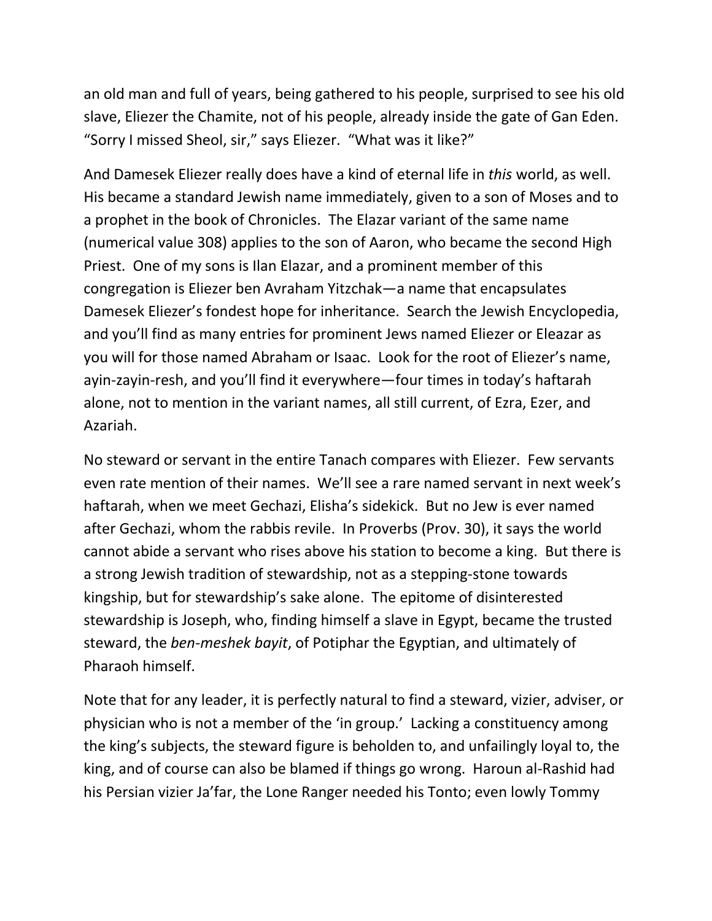an old man and full of years, being gathered to his people, surprised to see his old slave, Eliezer the Chamite, not of his people, already inside the gate of Gan Eden. "Sorry I missed Sheol, sir," says Eliezer. "What was it like?"

And Damesek Eliezer really does have a kind of eternal life in *this* world, as well. His became a standard Jewish name immediately, given to a son of Moses and to a prophet in the book of Chronicles. The Elazar variant of the same name (numerical value 308) applies to the son of Aaron, who became the second High Priest. One of my sons is Ilan Elazar, and a prominent member of this congregation is Eliezer ben Avraham Yitzchak—a name that encapsulates Damesek Eliezer's fondest hope for inheritance. Search the Jewish Encyclopedia, and you'll find as many entries for prominent Jews named Eliezer or Eleazar as you will for those named Abraham or Isaac. Look for the root of Eliezer's name, ayin-zayin-resh, and you'll find it everywhere—four times in today's haftarah alone, not to mention in the variant names, all still current, of Ezra, Ezer, and Azariah.

No steward or servant in the entire Tanach compares with Eliezer. Few servants even rate mention of their names. We'll see a rare named servant in next week's haftarah, when we meet Gechazi, Elisha's sidekick. But no Jew is ever named after Gechazi, whom the rabbis revile. In Proverbs (Prov. 30), it says the world cannot abide a servant who rises above his station to become a king. But there is a strong Jewish tradition of stewardship, not as a stepping-stone towards kingship, but for stewardship's sake alone. The epitome of disinterested stewardship is Joseph, who, finding himself a slave in Egypt, became the trusted steward, the *ben-meshek bayit*, of Potiphar the Egyptian, and ultimately of Pharaoh himself.

Note that for any leader, it is perfectly natural to find a steward, vizier, adviser, or physician who is not a member of the 'in group.' Lacking a constituency among the king's subjects, the steward figure is beholden to, and unfailingly loyal to, the king, and of course can also be blamed if things go wrong. Haroun al-Rashid had his Persian vizier Ja'far, the Lone Ranger needed his Tonto; even lowly Tommy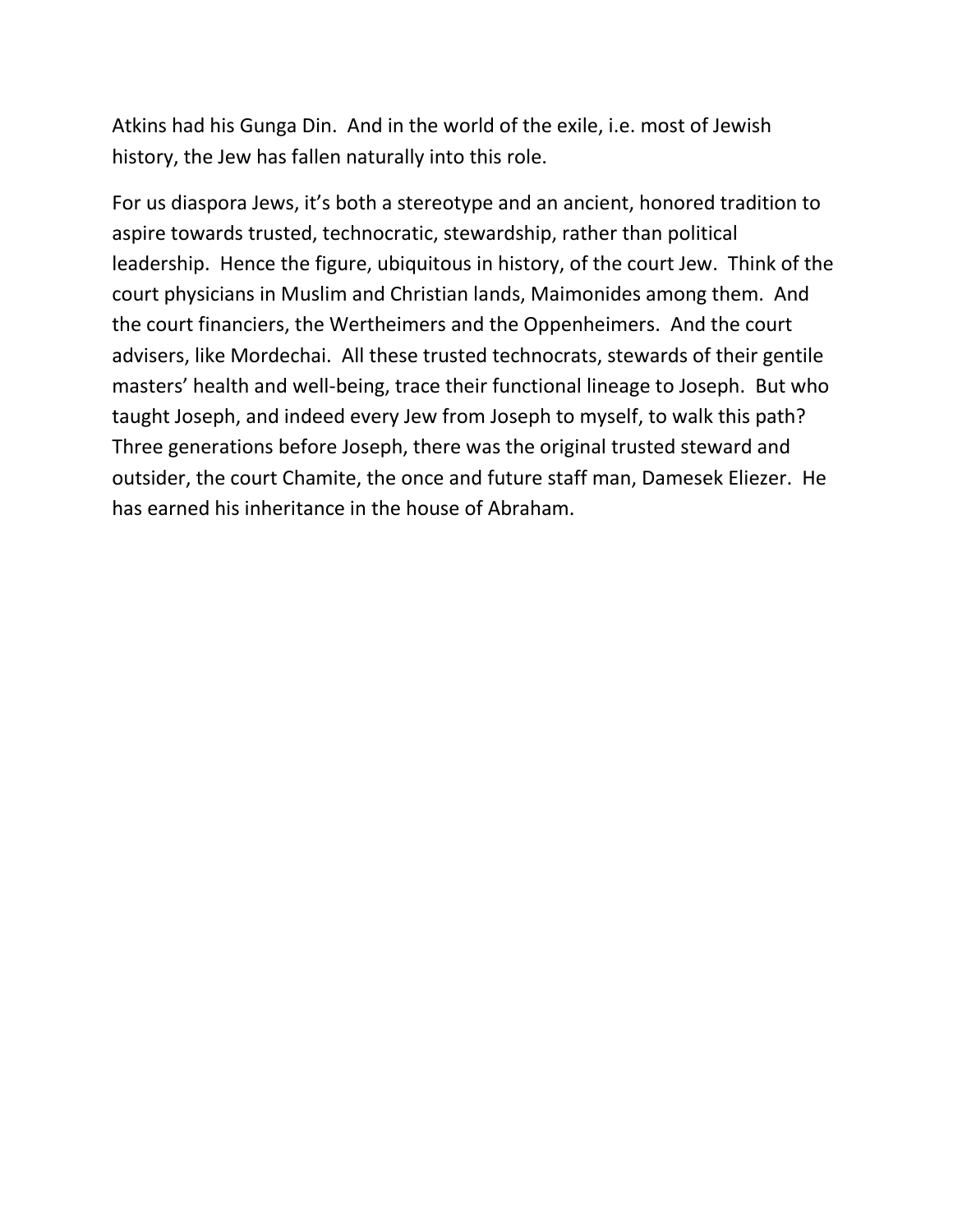Atkins had his Gunga Din. And in the world of the exile, i.e. most of Jewish history, the Jew has fallen naturally into this role.

For us diaspora Jews, it's both a stereotype and an ancient, honored tradition to aspire towards trusted, technocratic, stewardship, rather than political leadership. Hence the figure, ubiquitous in history, of the court Jew. Think of the court physicians in Muslim and Christian lands, Maimonides among them. And the court financiers, the Wertheimers and the Oppenheimers. And the court advisers, like Mordechai. All these trusted technocrats, stewards of their gentile masters' health and well-being, trace their functional lineage to Joseph. But who taught Joseph, and indeed every Jew from Joseph to myself, to walk this path? Three generations before Joseph, there was the original trusted steward and outsider, the court Chamite, the once and future staff man, Damesek Eliezer. He has earned his inheritance in the house of Abraham.